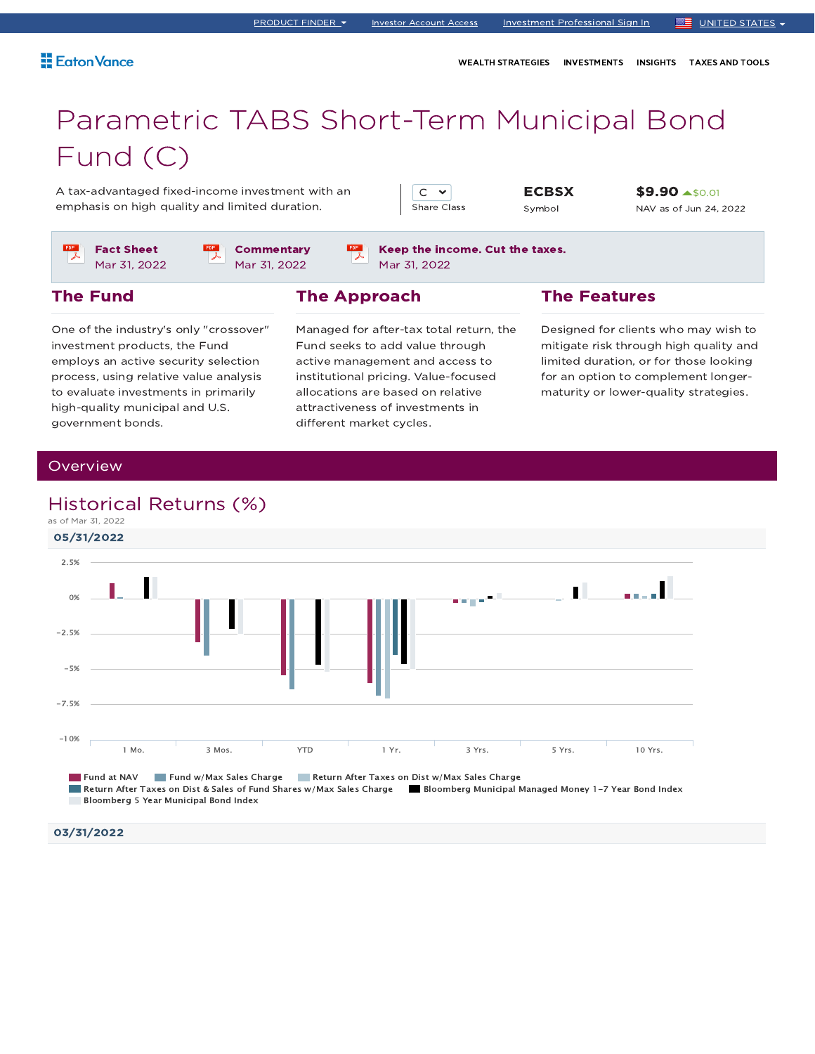PRODUCT FINDER | Investor Account Access | Investment Professional Sign In | UNITED STATES

Eaton Vance

WEALTH STRATEGIES | INVESTMENTS | INSIGHTS | TAXES AND TOOLS

# Parametric TABS Short-Term Municipal Bond Fund (C)

A tax-advantaged fixed-income investment with an emphasis on high quality and limited duration.

C
Share Class

**ECBSX**
Symbol

**$9.90** ▲$0.01
NAV as of Jun 24, 2022

**Fact Sheet**
Mar 31, 2022

**Commentary**
Mar 31, 2022

**Keep the income. Cut the taxes.**
Mar 31, 2022

## The Fund

One of the industry's only "crossover" investment products, the Fund employs an active security selection process, using relative value analysis to evaluate investments in primarily high-quality municipal and U.S. government bonds.

## The Approach

Managed for after-tax total return, the Fund seeks to add value through active management and access to institutional pricing. Value-focused allocations are based on relative attractiveness of investments in different market cycles.

## The Features

Designed for clients who may wish to mitigate risk through high quality and limited duration, or for those looking for an option to complement longer-maturity or lower-quality strategies.

## Overview

### Historical Returns (%)

as of Mar 31, 2022

**05/31/2022**

Chart axis: 2.5%, 0%, −2.5%, −5%, −7.5%, −10%

Categories: 1 Mo. | 3 Mos. | YTD | 1 Yr. | 3 Yrs. | 5 Yrs. | 10 Yrs.

Legend: Fund at NAV; Fund w/Max Sales Charge; Return After Taxes on Dist w/Max Sales Charge; Return After Taxes on Dist & Sales of Fund Shares w/Max Sales Charge; Bloomberg Municipal Managed Money 1-7 Year Bond Index; Bloomberg 5 Year Municipal Bond Index

**03/31/2022**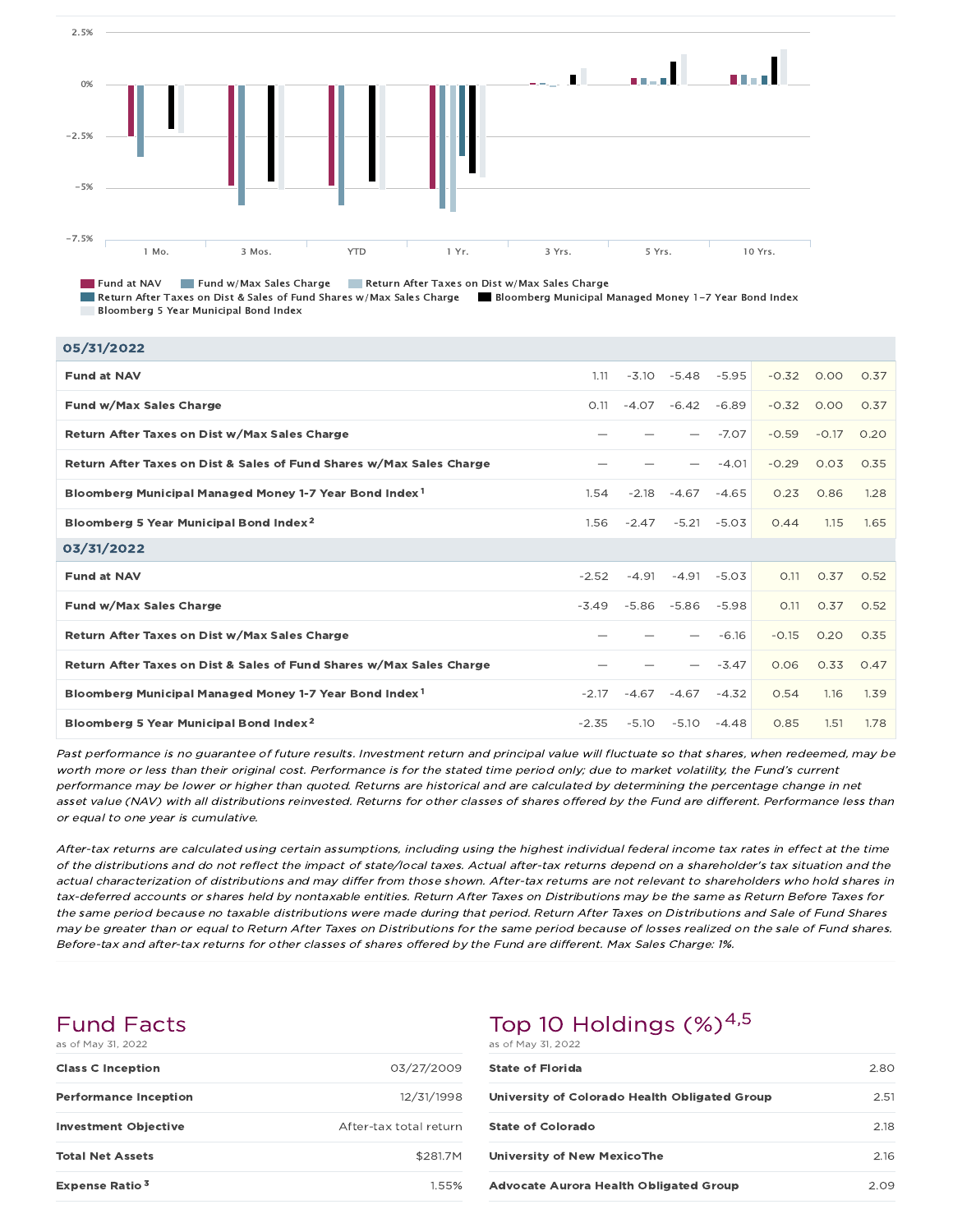| 05/31/2022 | | | | | | | |
|---|---|---|---|---|---|---|---|
| **Fund at NAV** | 1.11 | -3.10 | -5.48 | -5.95 | -0.32 | 0.00 | 0.37 |
| **Fund w/Max Sales Charge** | 0.11 | -4.07 | -6.42 | -6.89 | -0.32 | 0.00 | 0.37 |
| **Return After Taxes on Dist w/Max Sales Charge** | — | — | — | -7.07 | -0.59 | -0.17 | 0.20 |
| **Return After Taxes on Dist & Sales of Fund Shares w/Max Sales Charge** | — | — | — | -4.01 | -0.29 | 0.03 | 0.35 |
| **Bloomberg Municipal Managed Money 1-7 Year Bond Index**[1] | 1.54 | -2.18 | -4.67 | -4.65 | 0.23 | 0.86 | 1.28 |
| **Bloomberg 5 Year Municipal Bond Index**[2] | 1.56 | -2.47 | -5.21 | -5.03 | 0.44 | 1.15 | 1.65 |
| **03/31/2022** | | | | | | | |
| **Fund at NAV** | -2.52 | -4.91 | -4.91 | -5.03 | 0.11 | 0.37 | 0.52 |
| **Fund w/Max Sales Charge** | -3.49 | -5.86 | -5.86 | -5.98 | 0.11 | 0.37 | 0.52 |
| **Return After Taxes on Dist w/Max Sales Charge** | — | — | — | -6.16 | -0.15 | 0.20 | 0.35 |
| **Return After Taxes on Dist & Sales of Fund Shares w/Max Sales Charge** | — | — | — | -3.47 | 0.06 | 0.33 | 0.47 |
| **Bloomberg Municipal Managed Money 1-7 Year Bond Index**[1] | -2.17 | -4.67 | -4.67 | -4.32 | 0.54 | 1.16 | 1.39 |
| **Bloomberg 5 Year Municipal Bond Index**[2] | -2.35 | -5.10 | -5.10 | -4.48 | 0.85 | 1.51 | 1.78 |

*Past performance is no guarantee of future results. Investment return and principal value will fluctuate so that shares, when redeemed, may be worth more or less than their original cost. Performance is for the stated time period only; due to market volatility, the Fund's current performance may be lower or higher than quoted. Returns are historical and are calculated by determining the percentage change in net asset value (NAV) with all distributions reinvested. Returns for other classes of shares offered by the Fund are different. Performance less than or equal to one year is cumulative.*

*After-tax returns are calculated using certain assumptions, including using the highest individual federal income tax rates in effect at the time of the distributions and do not reflect the impact of state/local taxes. Actual after-tax returns depend on a shareholder's tax situation and the actual characterization of distributions and may differ from those shown. After-tax returns are not relevant to shareholders who hold shares in tax-deferred accounts or shares held by nontaxable entities. Return After Taxes on Distributions may be the same as Return Before Taxes for the same period because no taxable distributions were made during that period. Return After Taxes on Distributions and Sale of Fund Shares may be greater than or equal to Return After Taxes on Distributions for the same period because of losses realized on the sale of Fund shares. Before-tax and after-tax returns for other classes of shares offered by the Fund are different. Max Sales Charge: 1%.*

## Fund Facts

as of May 31, 2022

| | |
|---|---|
| **Class C Inception** | 03/27/2009 |
| **Performance Inception** | 12/31/1998 |
| **Investment Objective** | After-tax total return |
| **Total Net Assets** | $281.7M |
| **Expense Ratio**[3] | 1.55% |

## Top 10 Holdings (%)[4,5]

as of May 31, 2022

| | |
|---|---|
| **State of Florida** | 2.80 |
| **University of Colorado Health Obligated Group** | 2.51 |
| **State of Colorado** | 2.18 |
| **University of New MexicoThe** | 2.16 |
| **Advocate Aurora Health Obligated Group** | 2.09 |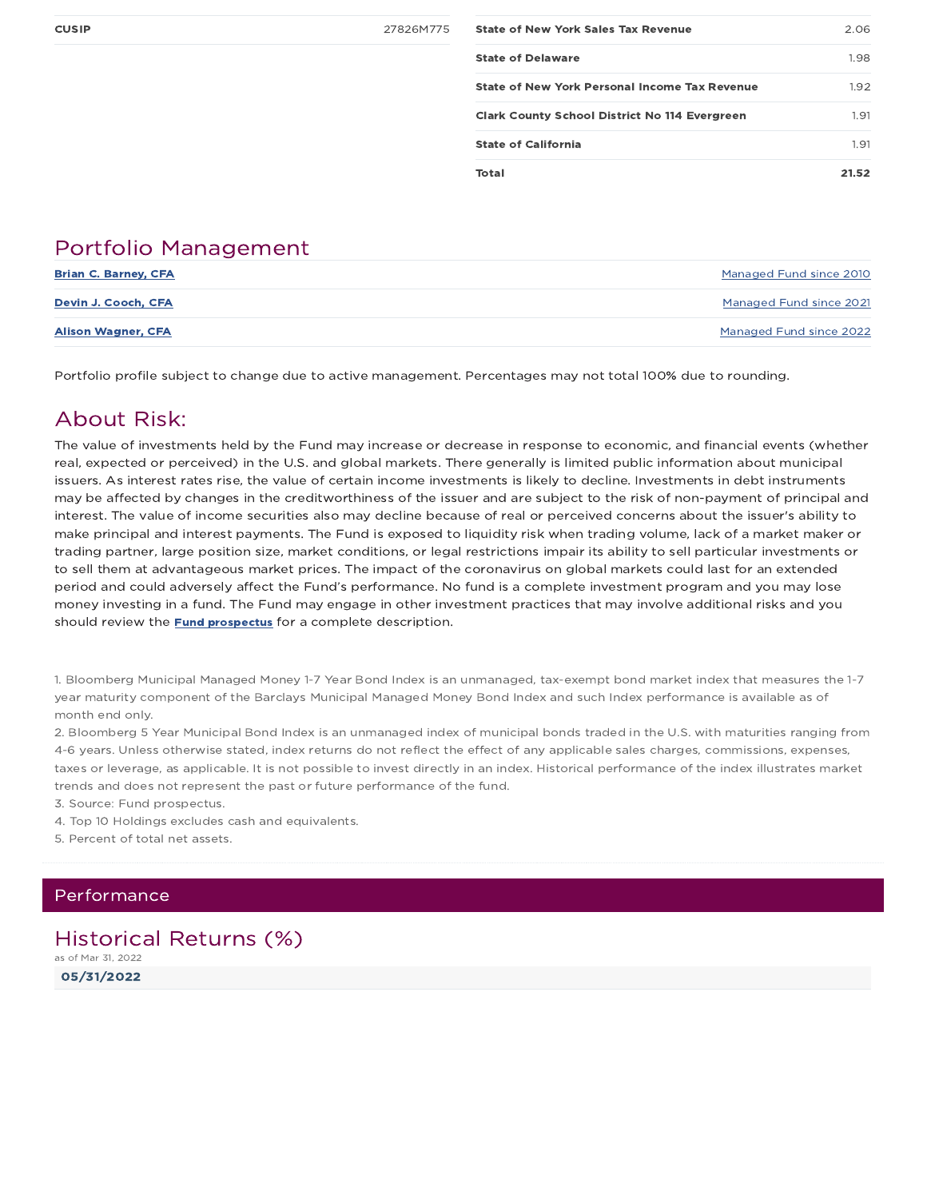| CUSIP | 27826M775 |
|---|---|

| | |
|---|---|
| **State of New York Sales Tax Revenue** | 2.06 |
| **State of Delaware** | 1.98 |
| **State of New York Personal Income Tax Revenue** | 1.92 |
| **Clark County School District No 114 Evergreen** | 1.91 |
| **State of California** | 1.91 |
| **Total** | **21.52** |

## Portfolio Management

| | |
|---|---|
| **Brian C. Barney, CFA** | Managed Fund since 2010 |
| **Devin J. Cooch, CFA** | Managed Fund since 2021 |
| **Alison Wagner, CFA** | Managed Fund since 2022 |

Portfolio profile subject to change due to active management. Percentages may not total 100% due to rounding.

## About Risk:

The value of investments held by the Fund may increase or decrease in response to economic, and financial events (whether real, expected or perceived) in the U.S. and global markets. There generally is limited public information about municipal issuers. As interest rates rise, the value of certain income investments is likely to decline. Investments in debt instruments may be affected by changes in the creditworthiness of the issuer and are subject to the risk of non-payment of principal and interest. The value of income securities also may decline because of real or perceived concerns about the issuer's ability to make principal and interest payments. The Fund is exposed to liquidity risk when trading volume, lack of a market maker or trading partner, large position size, market conditions, or legal restrictions impair its ability to sell particular investments or to sell them at advantageous market prices. The impact of the coronavirus on global markets could last for an extended period and could adversely affect the Fund's performance. No fund is a complete investment program and you may lose money investing in a fund. The Fund may engage in other investment practices that may involve additional risks and you should review the **Fund prospectus** for a complete description.

1. Bloomberg Municipal Managed Money 1-7 Year Bond Index is an unmanaged, tax-exempt bond market index that measures the 1-7 year maturity component of the Barclays Municipal Managed Money Bond Index and such Index performance is available as of month end only.
2. Bloomberg 5 Year Municipal Bond Index is an unmanaged index of municipal bonds traded in the U.S. with maturities ranging from 4-6 years. Unless otherwise stated, index returns do not reflect the effect of any applicable sales charges, commissions, expenses, taxes or leverage, as applicable. It is not possible to invest directly in an index. Historical performance of the index illustrates market trends and does not represent the past or future performance of the fund.
3. Source: Fund prospectus.
4. Top 10 Holdings excludes cash and equivalents.
5. Percent of total net assets.

## Performance

## Historical Returns (%)

as of Mar 31, 2022

**05/31/2022**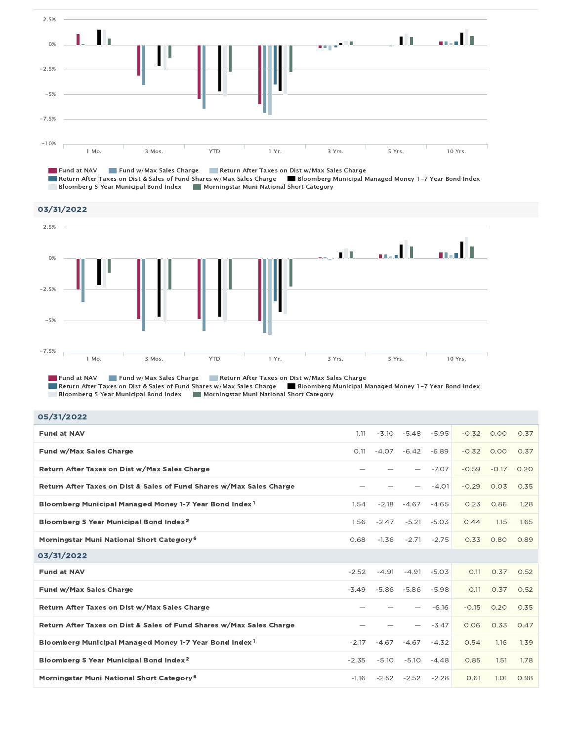2.5%
0%
−2.5%
−5%
−7.5%
−10%

1 Mo. | 3 Mos. | YTD | 1 Yr. | 3 Yrs. | 5 Yrs. | 10 Yrs.

Fund at NAV | Fund w/Max Sales Charge | Return After Taxes on Dist w/Max Sales Charge | Return After Taxes on Dist & Sales of Fund Shares w/Max Sales Charge | Bloomberg Municipal Managed Money 1–7 Year Bond Index | Bloomberg 5 Year Municipal Bond Index | Morningstar Muni National Short Category

## 03/31/2022

2.5%
0%
−2.5%
−5%
−7.5%

1 Mo. | 3 Mos. | YTD | 1 Yr. | 3 Yrs. | 5 Yrs. | 10 Yrs.

Fund at NAV | Fund w/Max Sales Charge | Return After Taxes on Dist w/Max Sales Charge | Return After Taxes on Dist & Sales of Fund Shares w/Max Sales Charge | Bloomberg Municipal Managed Money 1–7 Year Bond Index | Bloomberg 5 Year Municipal Bond Index | Morningstar Muni National Short Category

| 05/31/2022 | | | | | | | |
|---|---|---|---|---|---|---|---|
| **Fund at NAV** | 1.11 | -3.10 | -5.48 | -5.95 | -0.32 | 0.00 | 0.37 |
| **Fund w/Max Sales Charge** | 0.11 | -4.07 | -6.42 | -6.89 | -0.32 | 0.00 | 0.37 |
| **Return After Taxes on Dist w/Max Sales Charge** | — | — | — | -7.07 | -0.59 | -0.17 | 0.20 |
| **Return After Taxes on Dist & Sales of Fund Shares w/Max Sales Charge** | — | — | — | -4.01 | -0.29 | 0.03 | 0.35 |
| **Bloomberg Municipal Managed Money 1-7 Year Bond Index**[1] | 1.54 | -2.18 | -4.67 | -4.65 | 0.23 | 0.86 | 1.28 |
| **Bloomberg 5 Year Municipal Bond Index**[2] | 1.56 | -2.47 | -5.21 | -5.03 | 0.44 | 1.15 | 1.65 |
| **Morningstar Muni National Short Category**[6] | 0.68 | -1.36 | -2.71 | -2.75 | 0.33 | 0.80 | 0.89 |
| **03/31/2022** | | | | | | | |
| **Fund at NAV** | -2.52 | -4.91 | -4.91 | -5.03 | 0.11 | 0.37 | 0.52 |
| **Fund w/Max Sales Charge** | -3.49 | -5.86 | -5.86 | -5.98 | 0.11 | 0.37 | 0.52 |
| **Return After Taxes on Dist w/Max Sales Charge** | — | — | — | -6.16 | -0.15 | 0.20 | 0.35 |
| **Return After Taxes on Dist & Sales of Fund Shares w/Max Sales Charge** | — | — | — | -3.47 | 0.06 | 0.33 | 0.47 |
| **Bloomberg Municipal Managed Money 1-7 Year Bond Index**[1] | -2.17 | -4.67 | -4.67 | -4.32 | 0.54 | 1.16 | 1.39 |
| **Bloomberg 5 Year Municipal Bond Index**[2] | -2.35 | -5.10 | -5.10 | -4.48 | 0.85 | 1.51 | 1.78 |
| **Morningstar Muni National Short Category**[6] | -1.16 | -2.52 | -2.52 | -2.28 | 0.61 | 1.01 | 0.98 |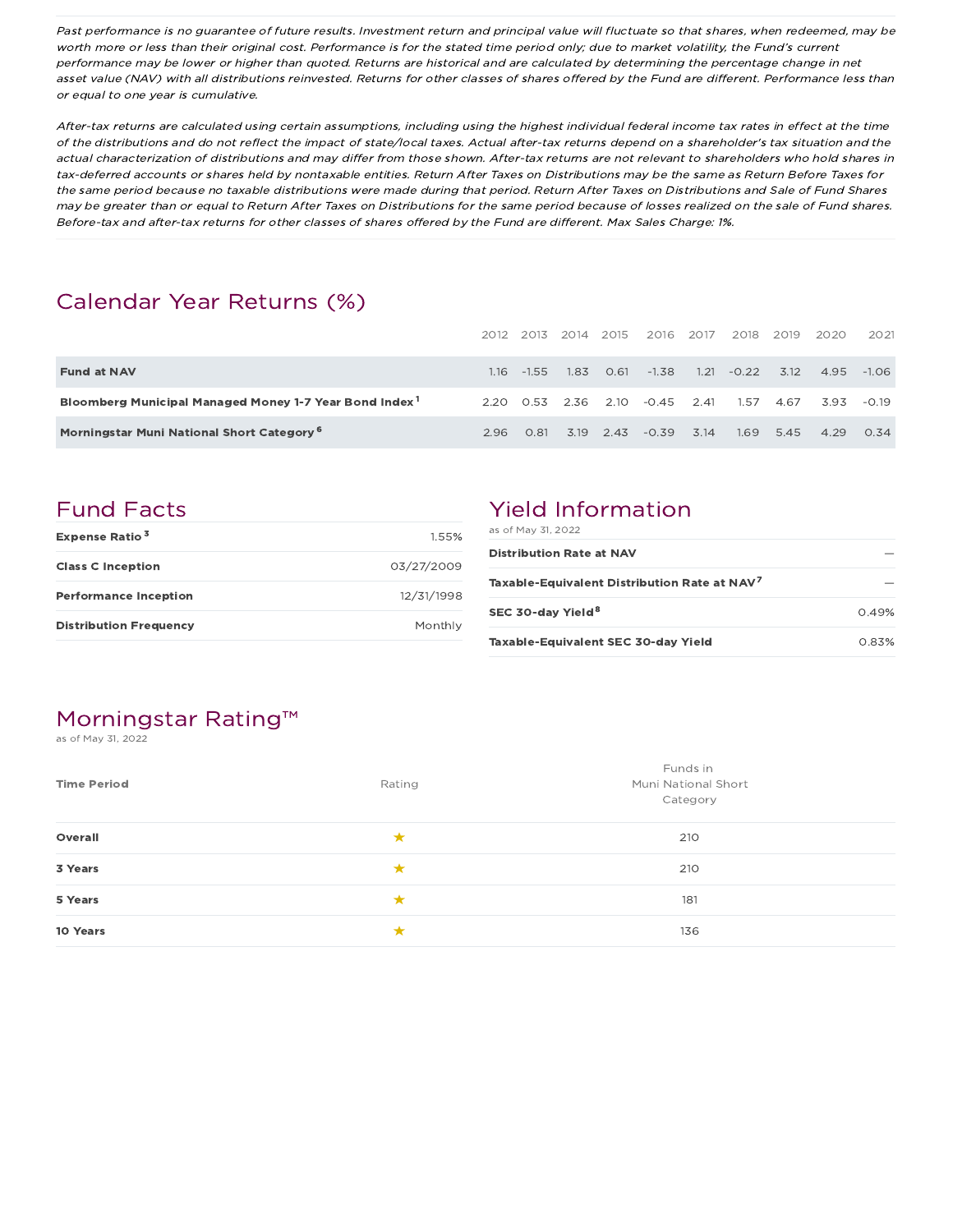*Past performance is no guarantee of future results. Investment return and principal value will fluctuate so that shares, when redeemed, may be worth more or less than their original cost. Performance is for the stated time period only; due to market volatility, the Fund's current performance may be lower or higher than quoted. Returns are historical and are calculated by determining the percentage change in net asset value (NAV) with all distributions reinvested. Returns for other classes of shares offered by the Fund are different. Performance less than or equal to one year is cumulative.*

*After-tax returns are calculated using certain assumptions, including using the highest individual federal income tax rates in effect at the time of the distributions and do not reflect the impact of state/local taxes. Actual after-tax returns depend on a shareholder's tax situation and the actual characterization of distributions and may differ from those shown. After-tax returns are not relevant to shareholders who hold shares in tax-deferred accounts or shares held by nontaxable entities. Return After Taxes on Distributions may be the same as Return Before Taxes for the same period because no taxable distributions were made during that period. Return After Taxes on Distributions and Sale of Fund Shares may be greater than or equal to Return After Taxes on Distributions for the same period because of losses realized on the sale of Fund shares. Before-tax and after-tax returns for other classes of shares offered by the Fund are different. Max Sales Charge: 1%.*

## Calendar Year Returns (%)

| | 2012 | 2013 | 2014 | 2015 | 2016 | 2017 | 2018 | 2019 | 2020 | 2021 |
|---|---|---|---|---|---|---|---|---|---|---|
| **Fund at NAV** | 1.16 | -1.55 | 1.83 | 0.61 | -1.38 | 1.21 | -0.22 | 3.12 | 4.95 | -1.06 |
| **Bloomberg Municipal Managed Money 1-7 Year Bond Index [1]** | 2.20 | 0.53 | 2.36 | 2.10 | -0.45 | 2.41 | 1.57 | 4.67 | 3.93 | -0.19 |
| **Morningstar Muni National Short Category [6]** | 2.96 | 0.81 | 3.19 | 2.43 | -0.39 | 3.14 | 1.69 | 5.45 | 4.29 | 0.34 |

## Fund Facts

| | |
|---|---|
| **Expense Ratio [3]** | 1.55% |
| **Class C Inception** | 03/27/2009 |
| **Performance Inception** | 12/31/1998 |
| **Distribution Frequency** | Monthly |

## Yield Information

as of May 31, 2022

| | |
|---|---|
| **Distribution Rate at NAV** | — |
| **Taxable-Equivalent Distribution Rate at NAV [7]** | — |
| **SEC 30-day Yield [8]** | 0.49% |
| **Taxable-Equivalent SEC 30-day Yield** | 0.83% |

## Morningstar Rating™

as of May 31, 2022

| Time Period | Rating | Funds in Muni National Short Category |
|---|---|---|
| **Overall** | ★ | 210 |
| **3 Years** | ★ | 210 |
| **5 Years** | ★ | 181 |
| **10 Years** | ★ | 136 |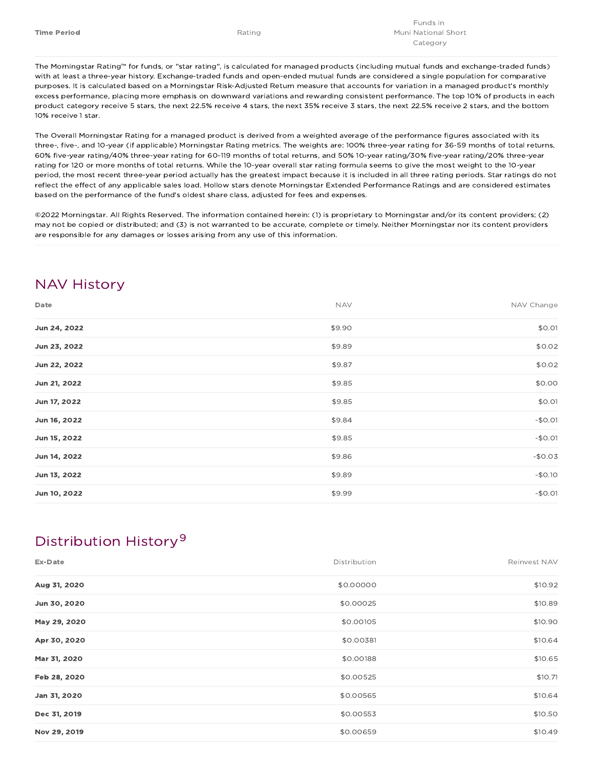| Time Period | Rating | Funds in Muni National Short Category |
|---|---|---|

The Morningstar Rating™ for funds, or "star rating", is calculated for managed products (including mutual funds and exchange-traded funds) with at least a three-year history. Exchange-traded funds and open-ended mutual funds are considered a single population for comparative purposes. It is calculated based on a Morningstar Risk-Adjusted Return measure that accounts for variation in a managed product's monthly excess performance, placing more emphasis on downward variations and rewarding consistent performance. The top 10% of products in each product category receive 5 stars, the next 22.5% receive 4 stars, the next 35% receive 3 stars, the next 22.5% receive 2 stars, and the bottom 10% receive 1 star.

The Overall Morningstar Rating for a managed product is derived from a weighted average of the performance figures associated with its three-, five-, and 10-year (if applicable) Morningstar Rating metrics. The weights are: 100% three-year rating for 36-59 months of total returns, 60% five-year rating/40% three-year rating for 60-119 months of total returns, and 50% 10-year rating/30% five-year rating/20% three-year rating for 120 or more months of total returns. While the 10-year overall star rating formula seems to give the most weight to the 10-year period, the most recent three-year period actually has the greatest impact because it is included in all three rating periods. Star ratings do not reflect the effect of any applicable sales load. Hollow stars denote Morningstar Extended Performance Ratings and are considered estimates based on the performance of the fund's oldest share class, adjusted for fees and expenses.

©2022 Morningstar. All Rights Reserved. The information contained herein: (1) is proprietary to Morningstar and/or its content providers; (2) may not be copied or distributed; and (3) is not warranted to be accurate, complete or timely. Neither Morningstar nor its content providers are responsible for any damages or losses arising from any use of this information.

## NAV History

| Date | NAV | NAV Change |
|---|---|---|
| Jun 24, 2022 | $9.90 | $0.01 |
| Jun 23, 2022 | $9.89 | $0.02 |
| Jun 22, 2022 | $9.87 | $0.02 |
| Jun 21, 2022 | $9.85 | $0.00 |
| Jun 17, 2022 | $9.85 | $0.01 |
| Jun 16, 2022 | $9.84 | -$0.01 |
| Jun 15, 2022 | $9.85 | -$0.01 |
| Jun 14, 2022 | $9.86 | -$0.03 |
| Jun 13, 2022 | $9.89 | -$0.10 |
| Jun 10, 2022 | $9.99 | -$0.01 |

## Distribution History[9]

| Ex-Date | Distribution | Reinvest NAV |
|---|---|---|
| Aug 31, 2020 | $0.00000 | $10.92 |
| Jun 30, 2020 | $0.00025 | $10.89 |
| May 29, 2020 | $0.00105 | $10.90 |
| Apr 30, 2020 | $0.00381 | $10.64 |
| Mar 31, 2020 | $0.00188 | $10.65 |
| Feb 28, 2020 | $0.00525 | $10.71 |
| Jan 31, 2020 | $0.00565 | $10.64 |
| Dec 31, 2019 | $0.00553 | $10.50 |
| Nov 29, 2019 | $0.00659 | $10.49 |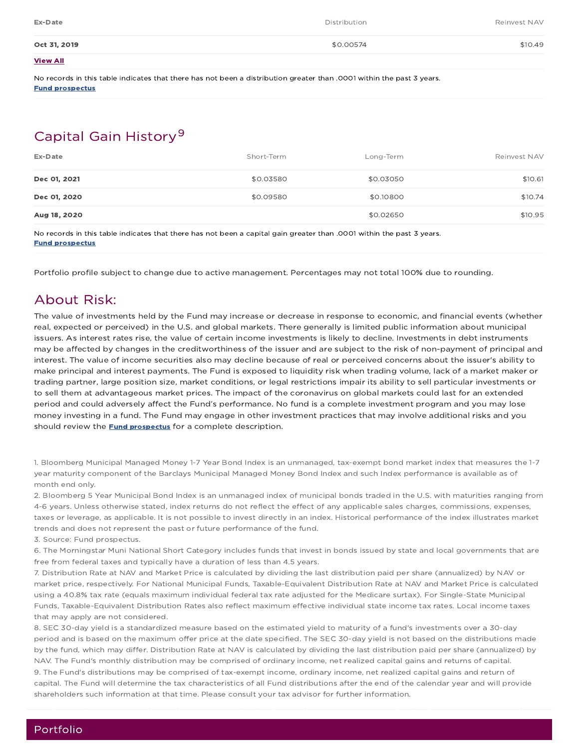| Ex-Date | Distribution | Reinvest NAV |
| --- | --- | --- |
| **Oct 31, 2019** | $0.00574 | $10.49 |

**View All**

No records in this table indicates that there has not been a distribution greater than .0001 within the past 3 years.
**Fund prospectus**

## Capital Gain History[9]

| Ex-Date | Short-Term | Long-Term | Reinvest NAV |
| --- | --- | --- | --- |
| **Dec 01, 2021** | $0.03580 | $0.03050 | $10.61 |
| **Dec 01, 2020** | $0.09580 | $0.10800 | $10.74 |
| **Aug 18, 2020** | | $0.02650 | $10.95 |

No records in this table indicates that there has not been a capital gain greater than .0001 within the past 3 years.
**Fund prospectus**

Portfolio profile subject to change due to active management. Percentages may not total 100% due to rounding.

## About Risk:

The value of investments held by the Fund may increase or decrease in response to economic, and financial events (whether real, expected or perceived) in the U.S. and global markets. There generally is limited public information about municipal issuers. As interest rates rise, the value of certain income investments is likely to decline. Investments in debt instruments may be affected by changes in the creditworthiness of the issuer and are subject to the risk of non-payment of principal and interest. The value of income securities also may decline because of real or perceived concerns about the issuer's ability to make principal and interest payments. The Fund is exposed to liquidity risk when trading volume, lack of a market maker or trading partner, large position size, market conditions, or legal restrictions impair its ability to sell particular investments or to sell them at advantageous market prices. The impact of the coronavirus on global markets could last for an extended period and could adversely affect the Fund's performance. No fund is a complete investment program and you may lose money investing in a fund. The Fund may engage in other investment practices that may involve additional risks and you should review the **Fund prospectus** for a complete description.

1. Bloomberg Municipal Managed Money 1-7 Year Bond Index is an unmanaged, tax-exempt bond market index that measures the 1-7 year maturity component of the Barclays Municipal Managed Money Bond Index and such Index performance is available as of month end only.
2. Bloomberg 5 Year Municipal Bond Index is an unmanaged index of municipal bonds traded in the U.S. with maturities ranging from 4-6 years. Unless otherwise stated, index returns do not reflect the effect of any applicable sales charges, commissions, expenses, taxes or leverage, as applicable. It is not possible to invest directly in an index. Historical performance of the index illustrates market trends and does not represent the past or future performance of the fund.
3. Source: Fund prospectus.
6. The Morningstar Muni National Short Category includes funds that invest in bonds issued by state and local governments that are free from federal taxes and typically have a duration of less than 4.5 years.
7. Distribution Rate at NAV and Market Price is calculated by dividing the last distribution paid per share (annualized) by NAV or market price, respectively. For National Municipal Funds, Taxable-Equivalent Distribution Rate at NAV and Market Price is calculated using a 40.8% tax rate (equals maximum individual federal tax rate adjusted for the Medicare surtax). For Single-State Municipal Funds, Taxable-Equivalent Distribution Rates also reflect maximum effective individual state income tax rates. Local income taxes that may apply are not considered.
8. SEC 30-day yield is a standardized measure based on the estimated yield to maturity of a fund's investments over a 30-day period and is based on the maximum offer price at the date specified. The SEC 30-day yield is not based on the distributions made by the fund, which may differ. Distribution Rate at NAV is calculated by dividing the last distribution paid per share (annualized) by NAV. The Fund's monthly distribution may be comprised of ordinary income, net realized capital gains and returns of capital.
9. The Fund's distributions may be comprised of tax-exempt income, ordinary income, net realized capital gains and return of capital. The Fund will determine the tax characteristics of all Fund distributions after the end of the calendar year and will provide shareholders such information at that time. Please consult your tax advisor for further information.

## Portfolio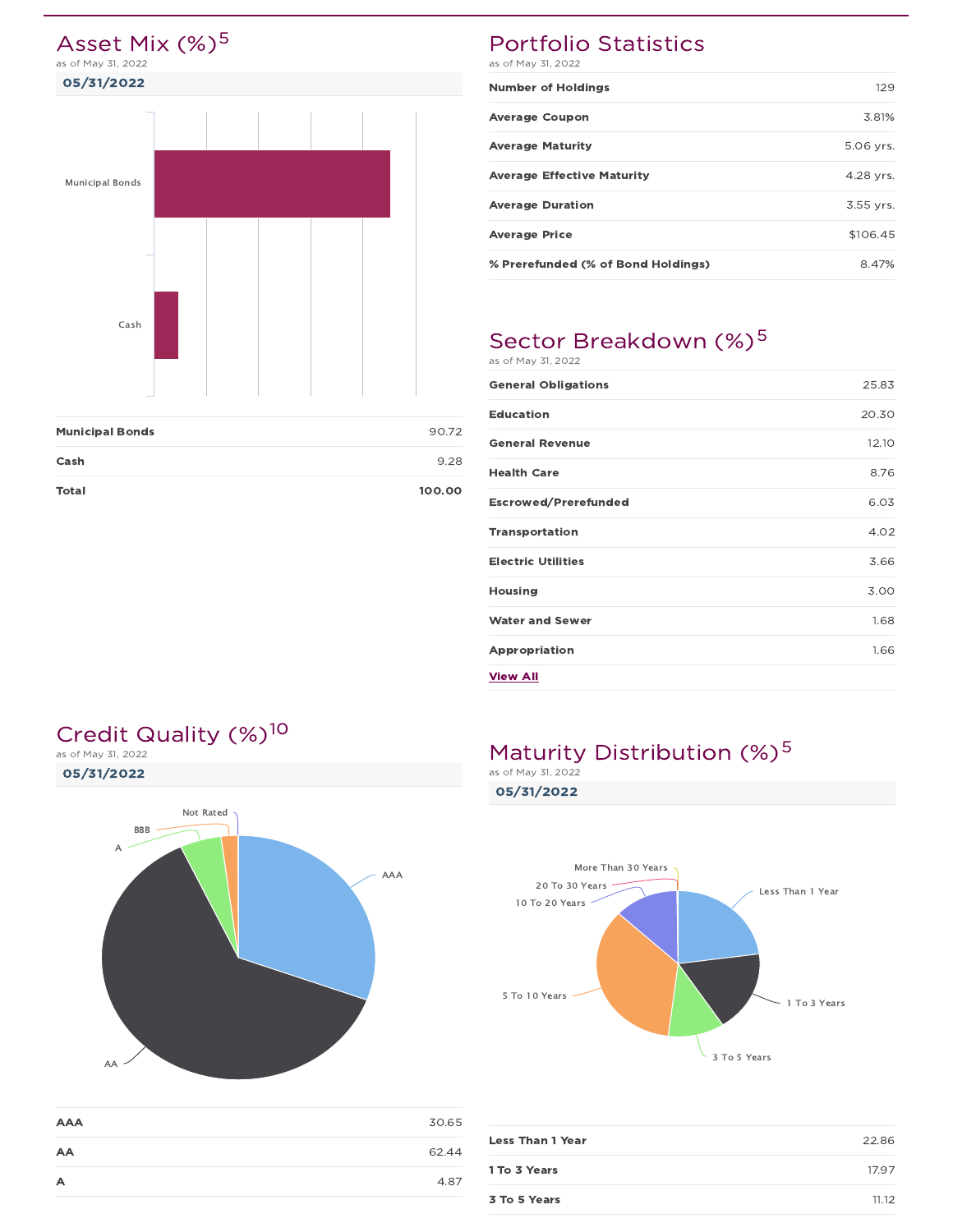## Asset Mix (%)[5]

as of May 31, 2022

**05/31/2022**

| | |
|---|---|
| **Municipal Bonds** | 90.72 |
| **Cash** | 9.28 |
| **Total** | **100.00** |

## Portfolio Statistics

as of May 31, 2022

| | |
|---|---|
| **Number of Holdings** | 129 |
| **Average Coupon** | 3.81% |
| **Average Maturity** | 5.06 yrs. |
| **Average Effective Maturity** | 4.28 yrs. |
| **Average Duration** | 3.55 yrs. |
| **Average Price** | $106.45 |
| **% Prerefunded (% of Bond Holdings)** | 8.47% |

## Sector Breakdown (%)[5]

as of May 31, 2022

| | |
|---|---|
| **General Obligations** | 25.83 |
| **Education** | 20.30 |
| **General Revenue** | 12.10 |
| **Health Care** | 8.76 |
| **Escrowed/Prerefunded** | 6.03 |
| **Transportation** | 4.02 |
| **Electric Utilities** | 3.66 |
| **Housing** | 3.00 |
| **Water and Sewer** | 1.68 |
| **Appropriation** | 1.66 |

**View All**

## Credit Quality (%)[10]

as of May 31, 2022

**05/31/2022**

| | |
|---|---|
| **AAA** | 30.65 |
| **AA** | 62.44 |
| **A** | 4.87 |

## Maturity Distribution (%)[5]

as of May 31, 2022

**05/31/2022**

| | |
|---|---|
| **Less Than 1 Year** | 22.86 |
| **1 To 3 Years** | 17.97 |
| **3 To 5 Years** | 11.12 |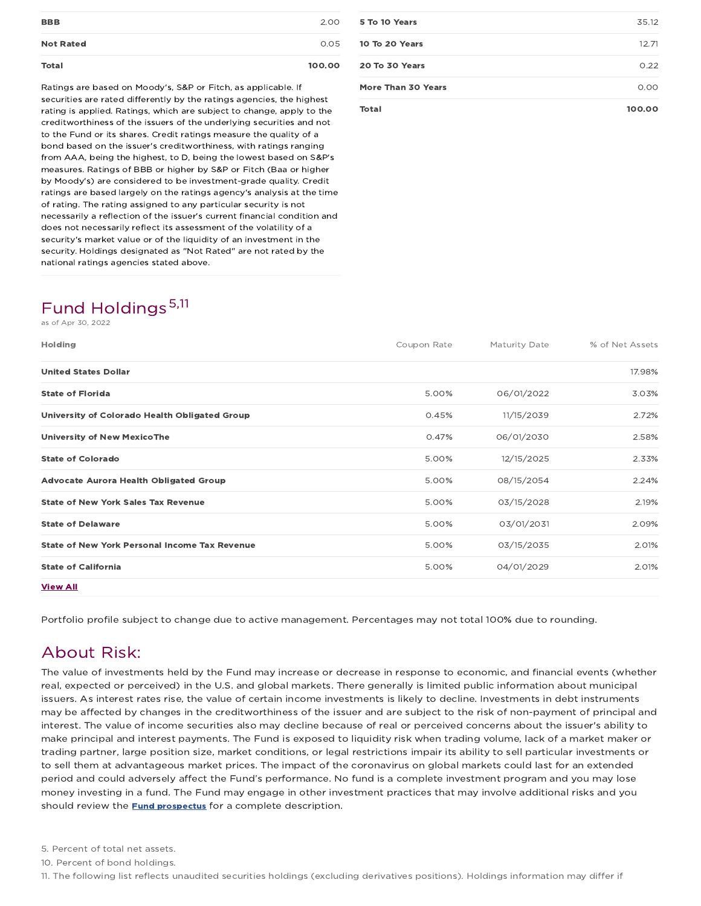| | |
|---|---|
| **BBB** | 2.00 |
| **Not Rated** | 0.05 |
| **Total** | **100.00** |

Ratings are based on Moody's, S&P or Fitch, as applicable. If securities are rated differently by the ratings agencies, the highest rating is applied. Ratings, which are subject to change, apply to the creditworthiness of the issuers of the underlying securities and not to the Fund or its shares. Credit ratings measure the quality of a bond based on the issuer's creditworthiness, with ratings ranging from AAA, being the highest, to D, being the lowest based on S&P's measures. Ratings of BBB or higher by S&P or Fitch (Baa or higher by Moody's) are considered to be investment-grade quality. Credit ratings are based largely on the ratings agency's analysis at the time of rating. The rating assigned to any particular security is not necessarily a reflection of the issuer's current financial condition and does not necessarily reflect its assessment of the volatility of a security's market value or of the liquidity of an investment in the security. Holdings designated as "Not Rated" are not rated by the national ratings agencies stated above.

| | |
|---|---|
| **5 To 10 Years** | 35.12 |
| **10 To 20 Years** | 12.71 |
| **20 To 30 Years** | 0.22 |
| **More Than 30 Years** | 0.00 |
| **Total** | **100.00** |

## Fund Holdings[5,11]

as of Apr 30, 2022

| Holding | Coupon Rate | Maturity Date | % of Net Assets |
|---|---|---|---|
| **United States Dollar** | | | 17.98% |
| **State of Florida** | 5.00% | 06/01/2022 | 3.03% |
| **University of Colorado Health Obligated Group** | 0.45% | 11/15/2039 | 2.72% |
| **University of New MexicoThe** | 0.47% | 06/01/2030 | 2.58% |
| **State of Colorado** | 5.00% | 12/15/2025 | 2.33% |
| **Advocate Aurora Health Obligated Group** | 5.00% | 08/15/2054 | 2.24% |
| **State of New York Sales Tax Revenue** | 5.00% | 03/15/2028 | 2.19% |
| **State of Delaware** | 5.00% | 03/01/2031 | 2.09% |
| **State of New York Personal Income Tax Revenue** | 5.00% | 03/15/2035 | 2.01% |
| **State of California** | 5.00% | 04/01/2029 | 2.01% |

**View All**

Portfolio profile subject to change due to active management. Percentages may not total 100% due to rounding.

## About Risk:

The value of investments held by the Fund may increase or decrease in response to economic, and financial events (whether real, expected or perceived) in the U.S. and global markets. There generally is limited public information about municipal issuers. As interest rates rise, the value of certain income investments is likely to decline. Investments in debt instruments may be affected by changes in the creditworthiness of the issuer and are subject to the risk of non-payment of principal and interest. The value of income securities also may decline because of real or perceived concerns about the issuer's ability to make principal and interest payments. The Fund is exposed to liquidity risk when trading volume, lack of a market maker or trading partner, large position size, market conditions, or legal restrictions impair its ability to sell particular investments or to sell them at advantageous market prices. The impact of the coronavirus on global markets could last for an extended period and could adversely affect the Fund's performance. No fund is a complete investment program and you may lose money investing in a fund. The Fund may engage in other investment practices that may involve additional risks and you should review the **Fund prospectus** for a complete description.

5. Percent of total net assets.

10. Percent of bond holdings.

11. The following list reflects unaudited securities holdings (excluding derivatives positions). Holdings information may differ if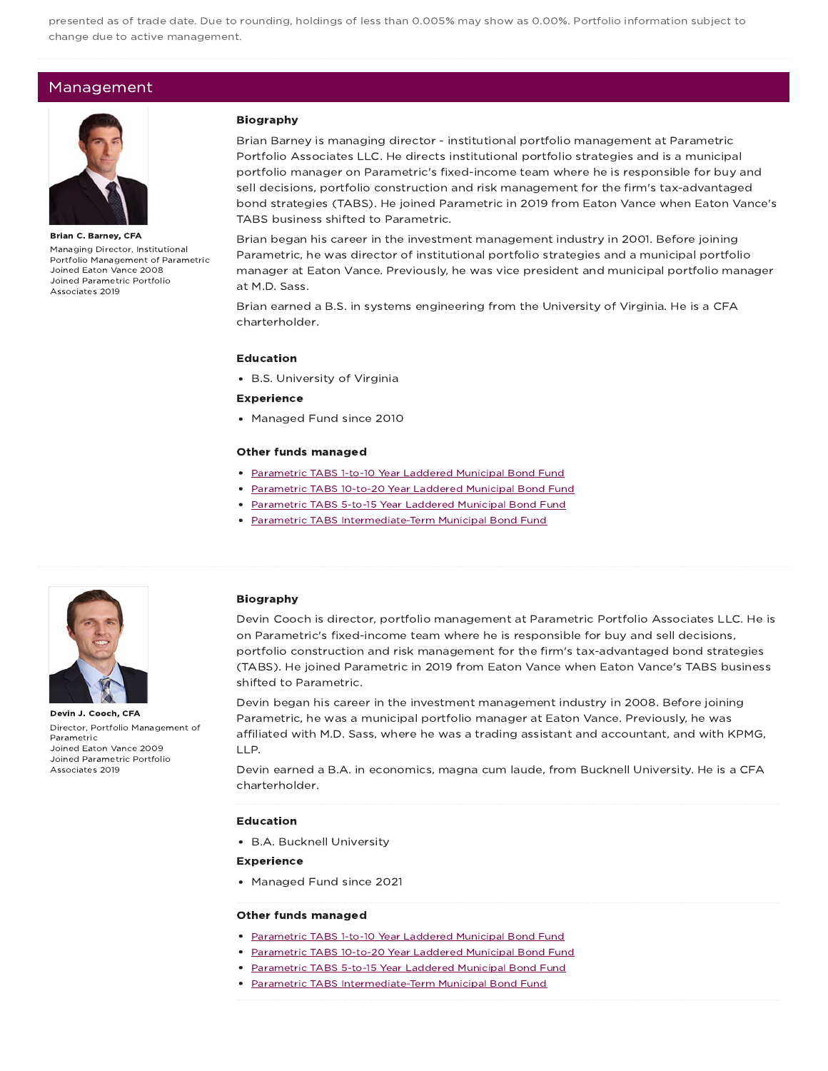presented as of trade date. Due to rounding, holdings of less than 0.005% may show as 0.00%. Portfolio information subject to change due to active management.

## Management

**Brian C. Barney, CFA**

Managing Director, Institutional Portfolio Management of Parametric
Joined Eaton Vance 2008
Joined Parametric Portfolio Associates 2019

### Biography

Brian Barney is managing director - institutional portfolio management at Parametric Portfolio Associates LLC. He directs institutional portfolio strategies and is a municipal portfolio manager on Parametric's fixed-income team where he is responsible for buy and sell decisions, portfolio construction and risk management for the firm's tax-advantaged bond strategies (TABS). He joined Parametric in 2019 from Eaton Vance when Eaton Vance's TABS business shifted to Parametric.

Brian began his career in the investment management industry in 2001. Before joining Parametric, he was director of institutional portfolio strategies and a municipal portfolio manager at Eaton Vance. Previously, he was vice president and municipal portfolio manager at M.D. Sass.

Brian earned a B.S. in systems engineering from the University of Virginia. He is a CFA charterholder.

### Education

- B.S. University of Virginia

### Experience

- Managed Fund since 2010

### Other funds managed

- Parametric TABS 1-to-10 Year Laddered Municipal Bond Fund
- Parametric TABS 10-to-20 Year Laddered Municipal Bond Fund
- Parametric TABS 5-to-15 Year Laddered Municipal Bond Fund
- Parametric TABS Intermediate-Term Municipal Bond Fund

---

**Devin J. Cooch, CFA**

Director, Portfolio Management of Parametric
Joined Eaton Vance 2009
Joined Parametric Portfolio Associates 2019

### Biography

Devin Cooch is director, portfolio management at Parametric Portfolio Associates LLC. He is on Parametric's fixed-income team where he is responsible for buy and sell decisions, portfolio construction and risk management for the firm's tax-advantaged bond strategies (TABS). He joined Parametric in 2019 from Eaton Vance when Eaton Vance's TABS business shifted to Parametric.

Devin began his career in the investment management industry in 2008. Before joining Parametric, he was a municipal portfolio manager at Eaton Vance. Previously, he was affiliated with M.D. Sass, where he was a trading assistant and accountant, and with KPMG, LLP.

Devin earned a B.A. in economics, magna cum laude, from Bucknell University. He is a CFA charterholder.

### Education

- B.A. Bucknell University

### Experience

- Managed Fund since 2021

### Other funds managed

- Parametric TABS 1-to-10 Year Laddered Municipal Bond Fund
- Parametric TABS 10-to-20 Year Laddered Municipal Bond Fund
- Parametric TABS 5-to-15 Year Laddered Municipal Bond Fund
- Parametric TABS Intermediate-Term Municipal Bond Fund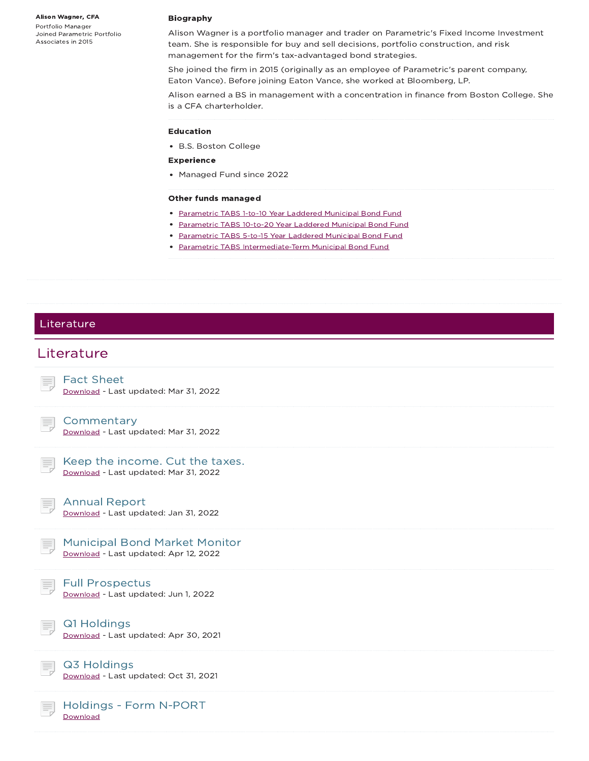**Alison Wagner, CFA**

Portfolio Manager
Joined Parametric Portfolio Associates in 2015

**Biography**

Alison Wagner is a portfolio manager and trader on Parametric's Fixed Income Investment team. She is responsible for buy and sell decisions, portfolio construction, and risk management for the firm's tax-advantaged bond strategies.

She joined the firm in 2015 (originally as an employee of Parametric's parent company, Eaton Vance). Before joining Eaton Vance, she worked at Bloomberg, LP.

Alison earned a BS in management with a concentration in finance from Boston College. She is a CFA charterholder.

**Education**

- B.S. Boston College

**Experience**

- Managed Fund since 2022

**Other funds managed**

- Parametric TABS 1-to-10 Year Laddered Municipal Bond Fund
- Parametric TABS 10-to-20 Year Laddered Municipal Bond Fund
- Parametric TABS 5-to-15 Year Laddered Municipal Bond Fund
- Parametric TABS Intermediate-Term Municipal Bond Fund

## Literature

## Literature

### Fact Sheet
Download - Last updated: Mar 31, 2022

### Commentary
Download - Last updated: Mar 31, 2022

### Keep the income. Cut the taxes.
Download - Last updated: Mar 31, 2022

### Annual Report
Download - Last updated: Jan 31, 2022

### Municipal Bond Market Monitor
Download - Last updated: Apr 12, 2022

### Full Prospectus
Download - Last updated: Jun 1, 2022

### Q1 Holdings
Download - Last updated: Apr 30, 2021

### Q3 Holdings
Download - Last updated: Oct 31, 2021

### Holdings - Form N-PORT
Download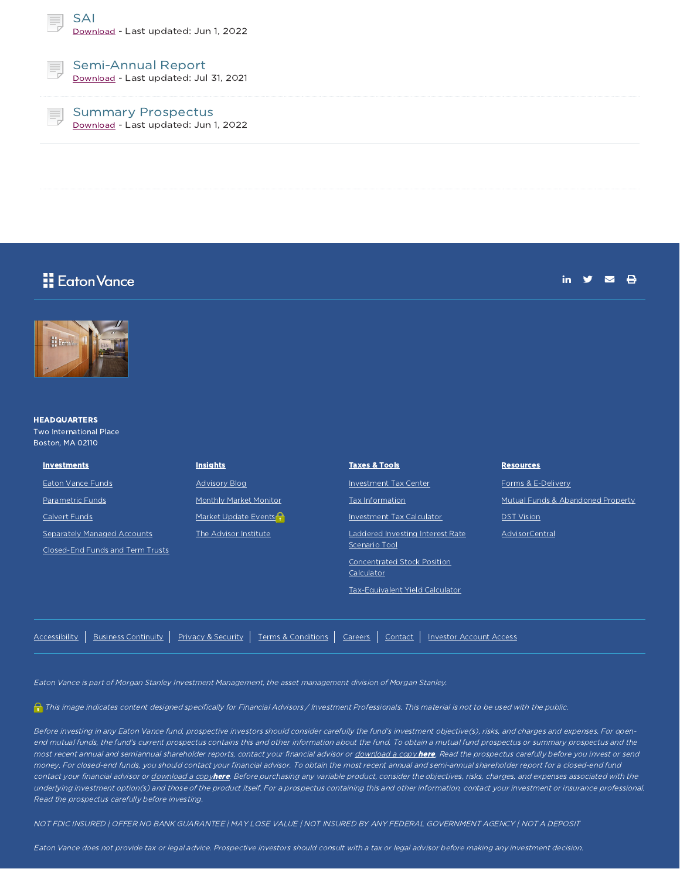### SAI

Download - Last updated: Jun 1, 2022

### Semi-Annual Report

Download - Last updated: Jul 31, 2021

### Summary Prospectus

Download - Last updated: Jun 1, 2022

Eaton Vance

**HEADQUARTERS**
Two International Place
Boston, MA 02110

**Investments**

- Eaton Vance Funds
- Parametric Funds
- Calvert Funds
- Separately Managed Accounts
- Closed-End Funds and Term Trusts

**Insights**

- Advisory Blog
- Monthly Market Monitor
- Market Update Events
- The Advisor Institute

**Taxes & Tools**

- Investment Tax Center
- Tax Information
- Investment Tax Calculator
- Laddered Investing Interest Rate Scenario Tool
- Concentrated Stock Position Calculator
- Tax-Equivalent Yield Calculator

**Resources**

- Forms & E-Delivery
- Mutual Funds & Abandoned Property
- DST Vision
- AdvisorCentral

Accessibility | Business Continuity | Privacy & Security | Terms & Conditions | Careers | Contact | Investor Account Access

*Eaton Vance is part of Morgan Stanley Investment Management, the asset management division of Morgan Stanley.*

*This image indicates content designed specifically for Financial Advisors / Investment Professionals. This material is not to be used with the public.*

*Before investing in any Eaton Vance fund, prospective investors should consider carefully the fund's investment objective(s), risks, and charges and expenses. For open-end mutual funds, the fund's current prospectus contains this and other information about the fund. To obtain a mutual fund prospectus or summary prospectus and the most recent annual and semiannual shareholder reports, contact your financial advisor or download a copy **here**. Read the prospectus carefully before you invest or send money. For closed-end funds, you should contact your financial advisor. To obtain the most recent annual and semi-annual shareholder report for a closed-end fund contact your financial advisor or download a copy **here**. Before purchasing any variable product, consider the objectives, risks, charges, and expenses associated with the underlying investment option(s) and those of the product itself. For a prospectus containing this and other information, contact your investment or insurance professional. Read the prospectus carefully before investing.*

*NOT FDIC INSURED | OFFER NO BANK GUARANTEE | MAY LOSE VALUE | NOT INSURED BY ANY FEDERAL GOVERNMENT AGENCY | NOT A DEPOSIT*

*Eaton Vance does not provide tax or legal advice. Prospective investors should consult with a tax or legal advisor before making any investment decision.*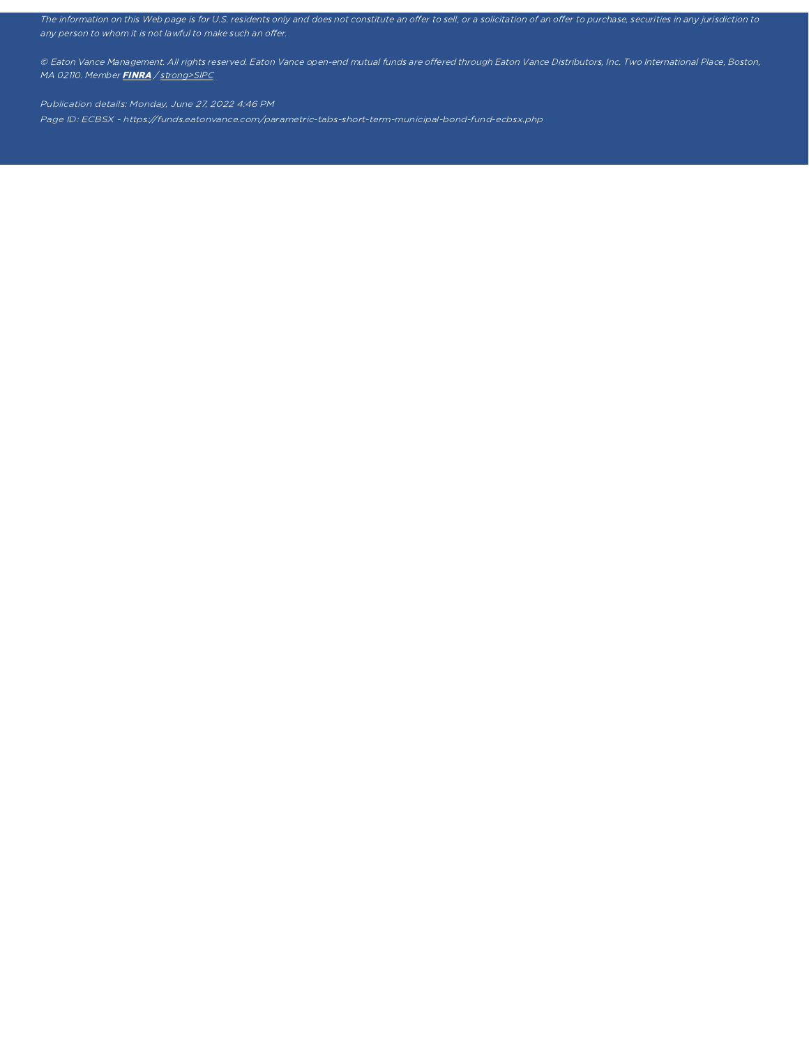*The information on this Web page is for U.S. residents only and does not constitute an offer to sell, or a solicitation of an offer to purchase, securities in any jurisdiction to any person to whom it is not lawful to make such an offer.*

*© Eaton Vance Management. All rights reserved. Eaton Vance open-end mutual funds are offered through Eaton Vance Distributors, Inc. Two International Place, Boston, MA 02110. Member **FINRA** / strong>SIPC*

*Publication details: Monday, June 27, 2022 4:46 PM*
*Page ID: ECBSX - https://funds.eatonvance.com/parametric-tabs-short-term-municipal-bond-fund-ecbsx.php*